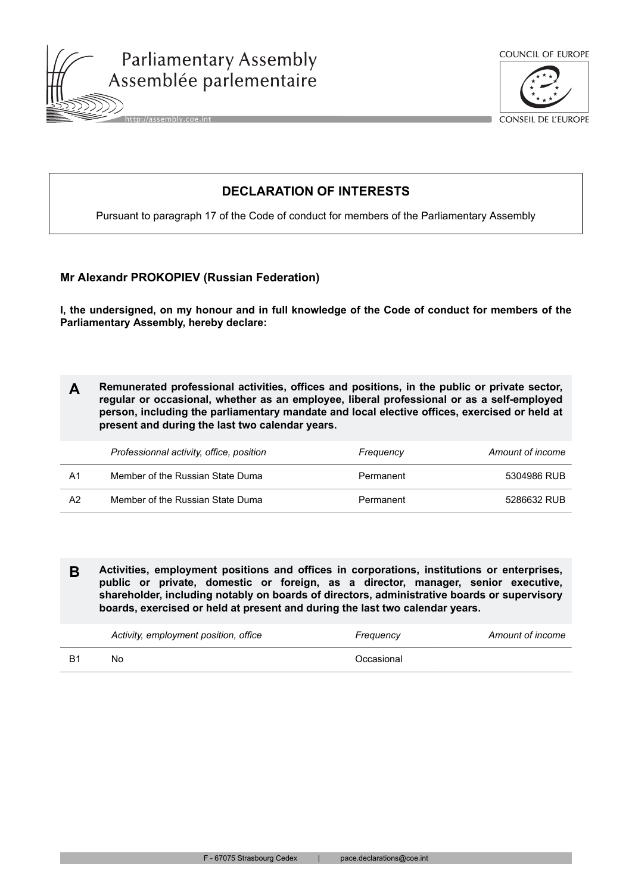Parliamentary Assembly
Assemblée parlementaire

COUNCIL OF EUROPE
CONSEIL DE L'EUROPE

## DECLARATION OF INTERESTS

Pursuant to paragraph 17 of the Code of conduct for members of the Parliamentary Assembly

**Mr Alexandr PROKOPIEV (Russian Federation)**

**I, the undersigned, on my honour and in full knowledge of the Code of conduct for members of the Parliamentary Assembly, hereby declare:**

**A** **Remunerated professional activities, offices and positions, in the public or private sector, regular or occasional, whether as an employee, liberal professional or as a self-employed person, including the parliamentary mandate and local elective offices, exercised or held at present and during the last two calendar years.**

| | *Professionnal activity, office, position* | *Frequency* | *Amount of income* |
|---|---|---|---|
| A1 | Member of the Russian State Duma | Permanent | 5304986 RUB |
| A2 | Member of the Russian State Duma | Permanent | 5286632 RUB |

**B** **Activities, employment positions and offices in corporations, institutions or enterprises, public or private, domestic or foreign, as a director, manager, senior executive, shareholder, including notably on boards of directors, administrative boards or supervisory boards, exercised or held at present and during the last two calendar years.**

| | *Activity, employment position, office* | *Frequency* | *Amount of income* |
|---|---|---|---|
| B1 | No | Occasional | |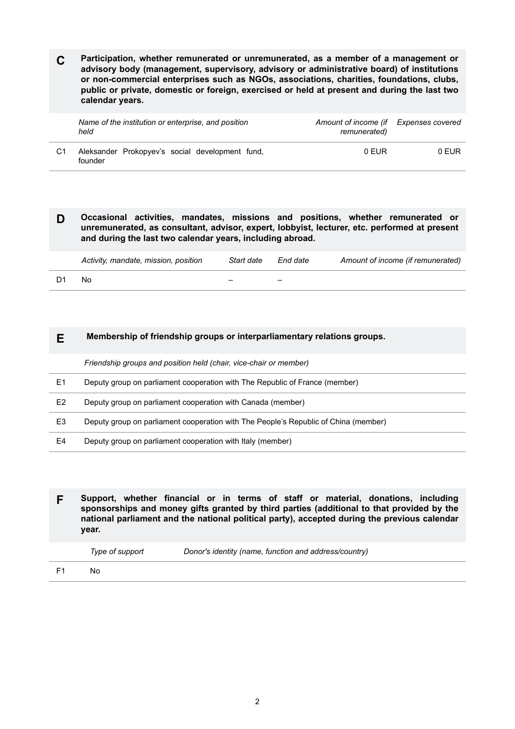**C** **Participation, whether remunerated or unremunerated, as a member of a management or advisory body (management, supervisory, advisory or administrative board) of institutions or non-commercial enterprises such as NGOs, associations, charities, foundations, clubs, public or private, domestic or foreign, exercised or held at present and during the last two calendar years.**

| | *Name of the institution or enterprise, and position held* | *Amount of income (if remunerated)* | *Expenses covered* |
|---|---|---|---|
| C1 | Aleksander Prokopyev's social development fund, founder | 0 EUR | 0 EUR |

**D** **Occasional activities, mandates, missions and positions, whether remunerated or unremunerated, as consultant, advisor, expert, lobbyist, lecturer, etc. performed at present and during the last two calendar years, including abroad.**

| | *Activity, mandate, mission, position* | *Start date* | *End date* | *Amount of income (if remunerated)* |
|---|---|---|---|---|
| D1 | No | – | – | |

**E** **Membership of friendship groups or interparliamentary relations groups.**

| | *Friendship groups and position held (chair, vice-chair or member)* |
|---|---|
| E1 | Deputy group on parliament cooperation with The Republic of France (member) |
| E2 | Deputy group on parliament cooperation with Canada (member) |
| E3 | Deputy group on parliament cooperation with The People's Republic of China (member) |
| E4 | Deputy group on parliament cooperation with Italy (member) |

**F** **Support, whether financial or in terms of staff or material, donations, including sponsorships and money gifts granted by third parties (additional to that provided by the national parliament and the national political party), accepted during the previous calendar year.**

| | *Type of support* | *Donor's identity (name, function and address/country)* |
|---|---|---|
| F1 | No | |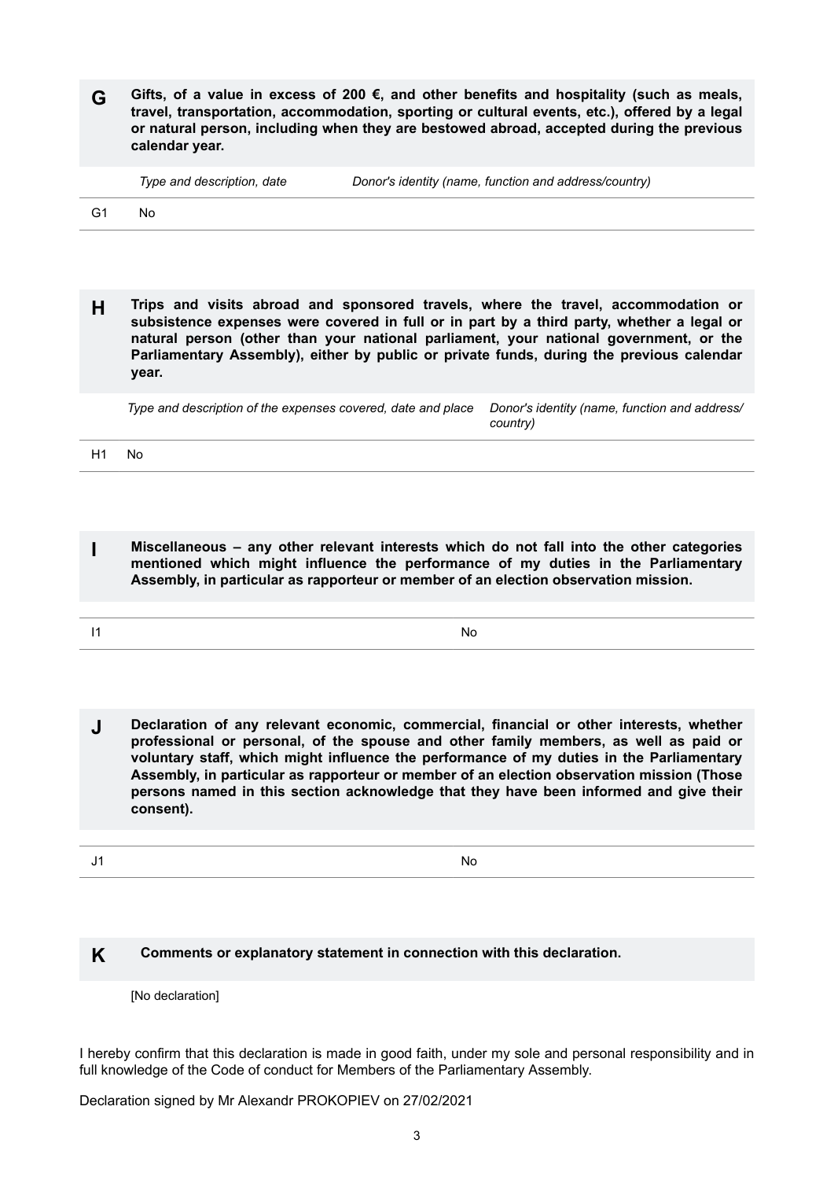| G | Gifts, of a value in excess of 200 €, and other benefits and hospitality (such as meals, travel, transportation, accommodation, sporting or cultural events, etc.), offered by a legal or natural person, including when they are bestowed abroad, accepted during the previous calendar year. | |
|---|---|---|
| | *Type and description, date* | *Donor's identity (name, function and address/country)* |
| G1 | No | |

| H | Trips and visits abroad and sponsored travels, where the travel, accommodation or subsistence expenses were covered in full or in part by a third party, whether a legal or natural person (other than your national parliament, your national government, or the Parliamentary Assembly), either by public or private funds, during the previous calendar year. | |
|---|---|---|
| | *Type and description of the expenses covered, date and place* | *Donor's identity (name, function and address/ country)* |
| H1 | No | |

| I | Miscellaneous – any other relevant interests which do not fall into the other categories mentioned which might influence the performance of my duties in the Parliamentary Assembly, in particular as rapporteur or member of an election observation mission. |
|---|---|
| I1 | No |

| J | Declaration of any relevant economic, commercial, financial or other interests, whether professional or personal, of the spouse and other family members, as well as paid or voluntary staff, which might influence the performance of my duties in the Parliamentary Assembly, in particular as rapporteur or member of an election observation mission (Those persons named in this section acknowledge that they have been informed and give their consent). |
|---|---|
| J1 | No |

**K** **Comments or explanatory statement in connection with this declaration.**

[No declaration]

I hereby confirm that this declaration is made in good faith, under my sole and personal responsibility and in full knowledge of the Code of conduct for Members of the Parliamentary Assembly.

Declaration signed by Mr Alexandr PROKOPIEV on 27/02/2021